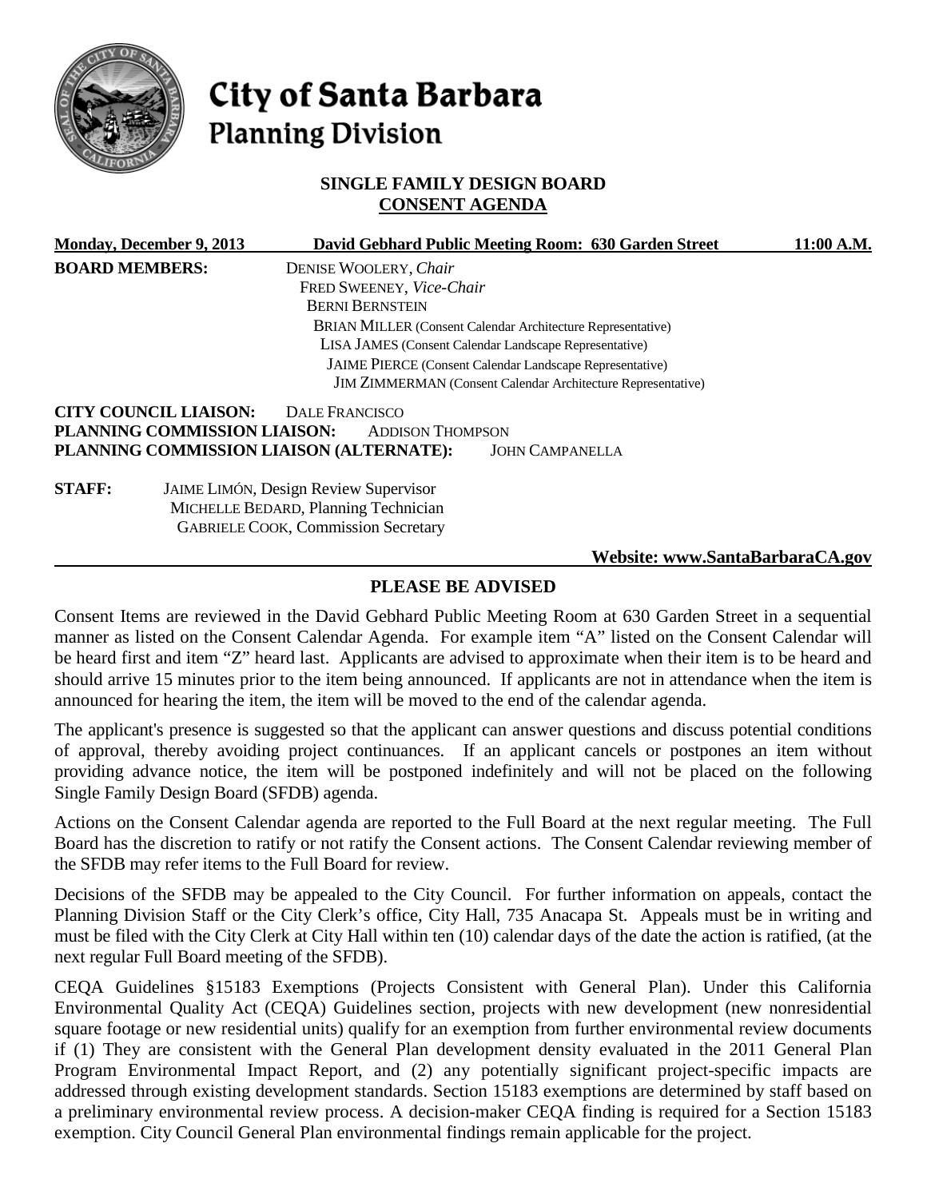# City of Santa Barbara
## Planning Division

### SINGLE FAMILY DESIGN BOARD
### CONSENT AGENDA

**Monday, December 9, 2013** **David Gebhard Public Meeting Room: 630 Garden Street** **11:00 A.M.**

**BOARD MEMBERS:**
DENISE WOOLERY, *Chair*
FRED SWEENEY, *Vice-Chair*
BERNI BERNSTEIN
BRIAN MILLER (Consent Calendar Architecture Representative)
LISA JAMES (Consent Calendar Landscape Representative)
JAIME PIERCE (Consent Calendar Landscape Representative)
JIM ZIMMERMAN (Consent Calendar Architecture Representative)

**CITY COUNCIL LIAISON:** DALE FRANCISCO
**PLANNING COMMISSION LIAISON:** ADDISON THOMPSON
**PLANNING COMMISSION LIAISON (ALTERNATE):** JOHN CAMPANELLA

**STAFF:**
JAIME LIMÓN, Design Review Supervisor
MICHELLE BEDARD, Planning Technician
GABRIELE COOK, Commission Secretary

**Website: www.SantaBarbaraCA.gov**

### PLEASE BE ADVISED

Consent Items are reviewed in the David Gebhard Public Meeting Room at 630 Garden Street in a sequential manner as listed on the Consent Calendar Agenda. For example item "A" listed on the Consent Calendar will be heard first and item "Z" heard last. Applicants are advised to approximate when their item is to be heard and should arrive 15 minutes prior to the item being announced. If applicants are not in attendance when the item is announced for hearing the item, the item will be moved to the end of the calendar agenda.

The applicant's presence is suggested so that the applicant can answer questions and discuss potential conditions of approval, thereby avoiding project continuances. If an applicant cancels or postpones an item without providing advance notice, the item will be postponed indefinitely and will not be placed on the following Single Family Design Board (SFDB) agenda.

Actions on the Consent Calendar agenda are reported to the Full Board at the next regular meeting. The Full Board has the discretion to ratify or not ratify the Consent actions. The Consent Calendar reviewing member of the SFDB may refer items to the Full Board for review.

Decisions of the SFDB may be appealed to the City Council. For further information on appeals, contact the Planning Division Staff or the City Clerk's office, City Hall, 735 Anacapa St. Appeals must be in writing and must be filed with the City Clerk at City Hall within ten (10) calendar days of the date the action is ratified, (at the next regular Full Board meeting of the SFDB).

CEQA Guidelines §15183 Exemptions (Projects Consistent with General Plan). Under this California Environmental Quality Act (CEQA) Guidelines section, projects with new development (new nonresidential square footage or new residential units) qualify for an exemption from further environmental review documents if (1) They are consistent with the General Plan development density evaluated in the 2011 General Plan Program Environmental Impact Report, and (2) any potentially significant project-specific impacts are addressed through existing development standards. Section 15183 exemptions are determined by staff based on a preliminary environmental review process. A decision-maker CEQA finding is required for a Section 15183 exemption. City Council General Plan environmental findings remain applicable for the project.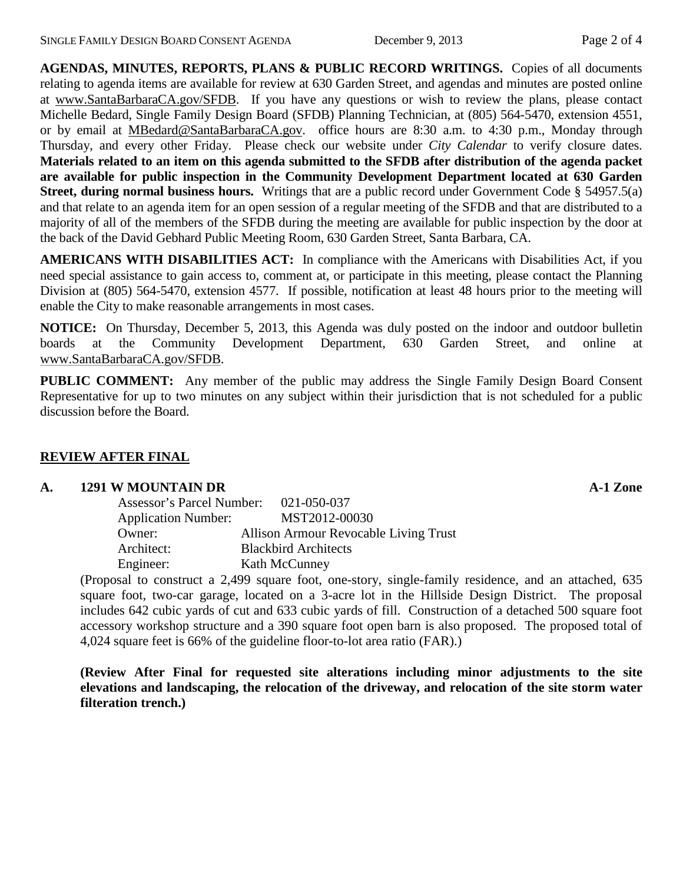**AGENDAS, MINUTES, REPORTS, PLANS & PUBLIC RECORD WRITINGS.** Copies of all documents relating to agenda items are available for review at 630 Garden Street, and agendas and minutes are posted online at www.SantaBarbaraCA.gov/SFDB. If you have any questions or wish to review the plans, please contact Michelle Bedard, Single Family Design Board (SFDB) Planning Technician, at (805) 564-5470, extension 4551, or by email at MBedard@SantaBarbaraCA.gov. office hours are 8:30 a.m. to 4:30 p.m., Monday through Thursday, and every other Friday. Please check our website under *City Calendar* to verify closure dates. **Materials related to an item on this agenda submitted to the SFDB after distribution of the agenda packet are available for public inspection in the Community Development Department located at 630 Garden Street, during normal business hours.** Writings that are a public record under Government Code § 54957.5(a) and that relate to an agenda item for an open session of a regular meeting of the SFDB and that are distributed to a majority of all of the members of the SFDB during the meeting are available for public inspection by the door at the back of the David Gebhard Public Meeting Room, 630 Garden Street, Santa Barbara, CA.

**AMERICANS WITH DISABILITIES ACT:** In compliance with the Americans with Disabilities Act, if you need special assistance to gain access to, comment at, or participate in this meeting, please contact the Planning Division at (805) 564-5470, extension 4577. If possible, notification at least 48 hours prior to the meeting will enable the City to make reasonable arrangements in most cases.

**NOTICE:** On Thursday, December 5, 2013, this Agenda was duly posted on the indoor and outdoor bulletin boards at the Community Development Department, 630 Garden Street, and online at www.SantaBarbaraCA.gov/SFDB.

**PUBLIC COMMENT:** Any member of the public may address the Single Family Design Board Consent Representative for up to two minutes on any subject within their jurisdiction that is not scheduled for a public discussion before the Board.

## REVIEW AFTER FINAL

**A. 1291 W MOUNTAIN DR** **A-1 Zone**

Assessor's Parcel Number: 021-050-037
Application Number: MST2012-00030
Owner: Allison Armour Revocable Living Trust
Architect: Blackbird Architects
Engineer: Kath McCunney

(Proposal to construct a 2,499 square foot, one-story, single-family residence, and an attached, 635 square foot, two-car garage, located on a 3-acre lot in the Hillside Design District. The proposal includes 642 cubic yards of cut and 633 cubic yards of fill. Construction of a detached 500 square foot accessory workshop structure and a 390 square foot open barn is also proposed. The proposed total of 4,024 square feet is 66% of the guideline floor-to-lot area ratio (FAR).)

**(Review After Final for requested site alterations including minor adjustments to the site elevations and landscaping, the relocation of the driveway, and relocation of the site storm water filteration trench.)**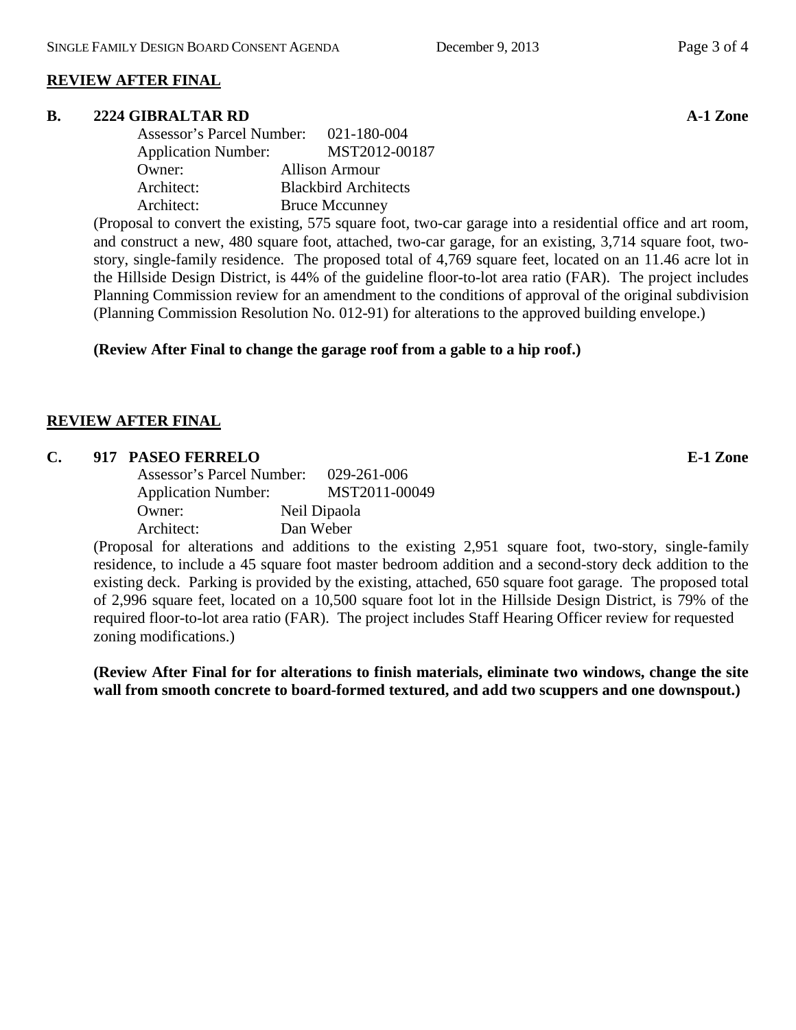## REVIEW AFTER FINAL

### B. 2224 GIBRALTAR RD — A-1 Zone

Assessor's Parcel Number: 021-180-004
Application Number: MST2012-00187
Owner: Allison Armour
Architect: Blackbird Architects
Architect: Bruce Mccunney

(Proposal to convert the existing, 575 square foot, two-car garage into a residential office and art room, and construct a new, 480 square foot, attached, two-car garage, for an existing, 3,714 square foot, two-story, single-family residence. The proposed total of 4,769 square feet, located on an 11.46 acre lot in the Hillside Design District, is 44% of the guideline floor-to-lot area ratio (FAR). The project includes Planning Commission review for an amendment to the conditions of approval of the original subdivision (Planning Commission Resolution No. 012-91) for alterations to the approved building envelope.)

**(Review After Final to change the garage roof from a gable to a hip roof.)**

## REVIEW AFTER FINAL

### C. 917 PASEO FERRELO — E-1 Zone

Assessor's Parcel Number: 029-261-006
Application Number: MST2011-00049
Owner: Neil Dipaola
Architect: Dan Weber

(Proposal for alterations and additions to the existing 2,951 square foot, two-story, single-family residence, to include a 45 square foot master bedroom addition and a second-story deck addition to the existing deck. Parking is provided by the existing, attached, 650 square foot garage. The proposed total of 2,996 square feet, located on a 10,500 square foot lot in the Hillside Design District, is 79% of the required floor-to-lot area ratio (FAR). The project includes Staff Hearing Officer review for requested zoning modifications.)

**(Review After Final for for alterations to finish materials, eliminate two windows, change the site wall from smooth concrete to board-formed textured, and add two scuppers and one downspout.)**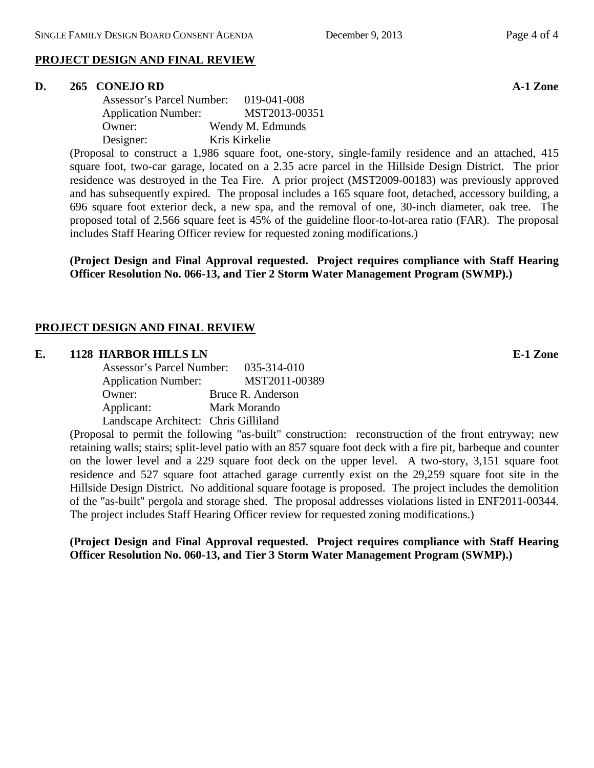**PROJECT DESIGN AND FINAL REVIEW**

**D. 265 CONEJO RD** **A-1 Zone**

Assessor's Parcel Number: 019-041-008
Application Number: MST2013-00351
Owner: Wendy M. Edmunds
Designer: Kris Kirkelie

(Proposal to construct a 1,986 square foot, one-story, single-family residence and an attached, 415 square foot, two-car garage, located on a 2.35 acre parcel in the Hillside Design District. The prior residence was destroyed in the Tea Fire. A prior project (MST2009-00183) was previously approved and has subsequently expired. The proposal includes a 165 square foot, detached, accessory building, a 696 square foot exterior deck, a new spa, and the removal of one, 30-inch diameter, oak tree. The proposed total of 2,566 square feet is 45% of the guideline floor-to-lot-area ratio (FAR). The proposal includes Staff Hearing Officer review for requested zoning modifications.)

**(Project Design and Final Approval requested. Project requires compliance with Staff Hearing Officer Resolution No. 066-13, and Tier 2 Storm Water Management Program (SWMP).)**

**PROJECT DESIGN AND FINAL REVIEW**

**E. 1128 HARBOR HILLS LN** **E-1 Zone**

Assessor's Parcel Number: 035-314-010
Application Number: MST2011-00389
Owner: Bruce R. Anderson
Applicant: Mark Morando
Landscape Architect: Chris Gilliland

(Proposal to permit the following "as-built" construction: reconstruction of the front entryway; new retaining walls; stairs; split-level patio with an 857 square foot deck with a fire pit, barbeque and counter on the lower level and a 229 square foot deck on the upper level. A two-story, 3,151 square foot residence and 527 square foot attached garage currently exist on the 29,259 square foot site in the Hillside Design District. No additional square footage is proposed. The project includes the demolition of the "as-built" pergola and storage shed. The proposal addresses violations listed in ENF2011-00344. The project includes Staff Hearing Officer review for requested zoning modifications.)

**(Project Design and Final Approval requested. Project requires compliance with Staff Hearing Officer Resolution No. 060-13, and Tier 3 Storm Water Management Program (SWMP).)**